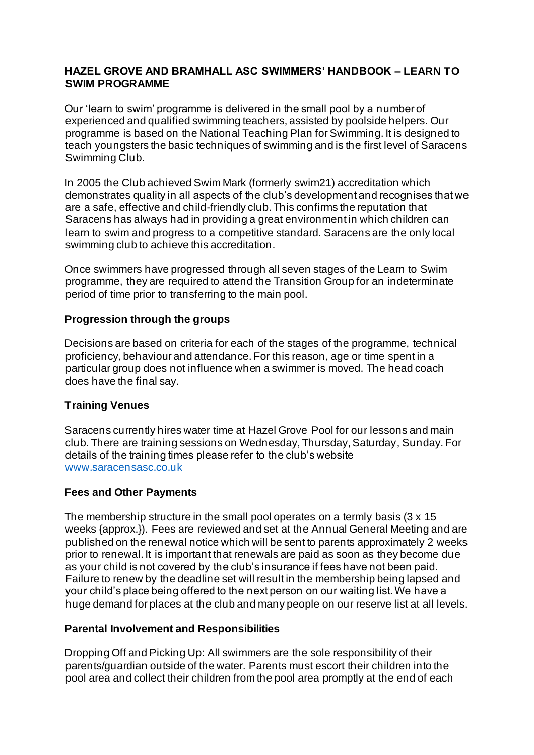## HAZEL GROVE AND BRAMHALL ASC SWIMMERS' HANDBOOK – LEARN TO SWIM PROGRAMME

Our 'learn to swim' programme is delivered in the small pool by a number of experienced and qualified swimming teachers, assisted by poolside helpers. Our programme is based on the National Teaching Plan for Swimming. It is designed to teach youngsters the basic techniques of swimming and is the first level of Saracens Swimming Club.

In 2005 the Club achieved Swim Mark (formerly swim21) accreditation which demonstrates quality in all aspects of the club's development and recognises that we are a safe, effective and child-friendly club. This confirms the reputation that Saracens has always had in providing a great environment in which children can learn to swim and progress to a competitive standard. Saracens are the only local swimming club to achieve this accreditation.

Once swimmers have progressed through all seven stages of the Learn to Swim programme, they are required to attend the Transition Group for an indeterminate period of time prior to transferring to the main pool.

### Progression through the groups

Decisions are based on criteria for each of the stages of the programme, technical proficiency, behaviour and attendance. For this reason, age or time spent in a particular group does not influence when a swimmer is moved. The head coach does have the final say.

### Training Venues

Saracens currently hires water time at Hazel Grove Pool for our lessons and main club. There are training sessions on Wednesday, Thursday, Saturday, Sunday. For details of the training times please refer to the club's website [www.saracensasc.co.uk](www.saracensasc.co.uk)

### Fees and Other Payments

The membership structure in the small pool operates on a termly basis (3 x 15 weeks {approx.}). Fees are reviewed and set at the Annual General Meeting and are published on the renewal notice which will be sent to parents approximately 2 weeks prior to renewal. It is important that renewals are paid as soon as they become due as your child is not covered by the club's insurance if fees have not been paid. Failure to renew by the deadline set will result in the membership being lapsed and your child's place being offered to the next person on our waiting list. We have a huge demand for places at the club and many people on our reserve list at all levels.

### Parental Involvement and Responsibilities

Dropping Off and Picking Up: All swimmers are the sole responsibility of their parents/guardian outside of the water. Parents must escort their children into the pool area and collect their children from the pool area promptly at the end of each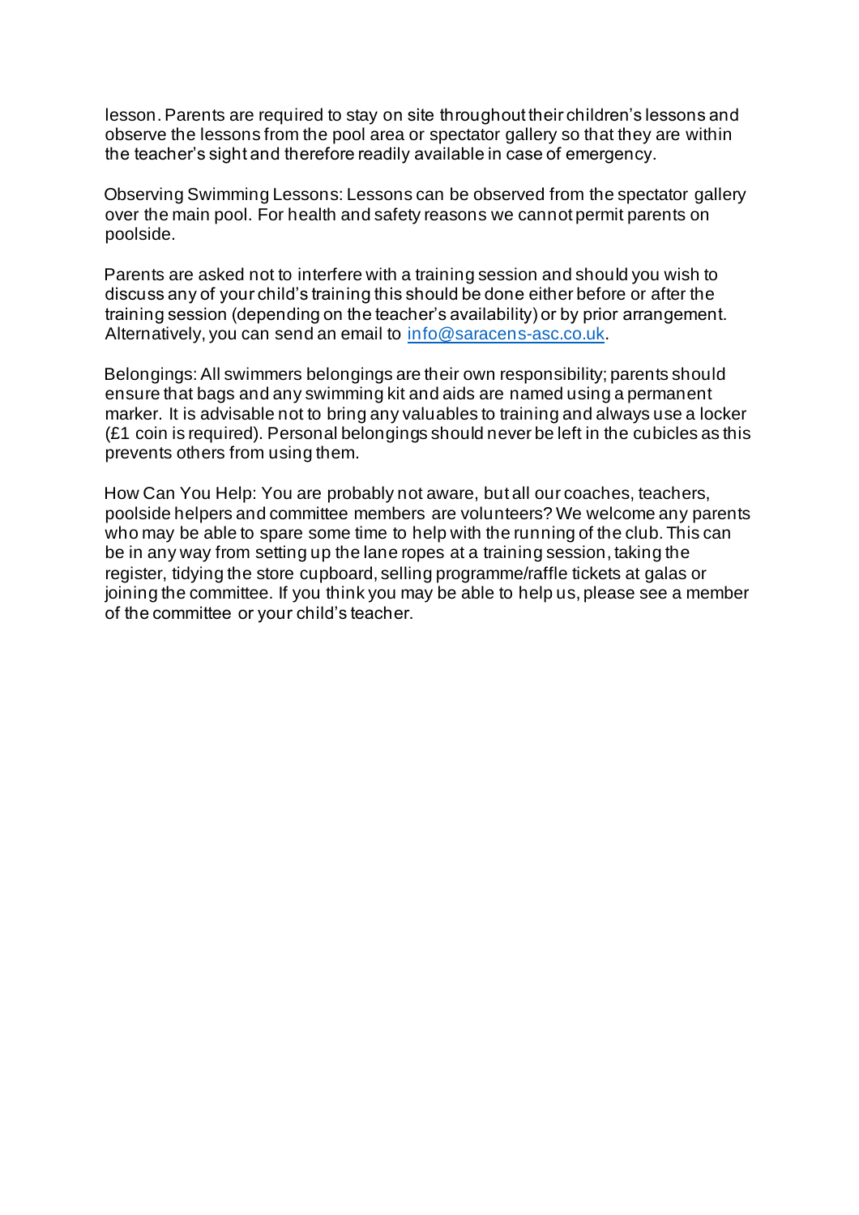lesson. Parents are required to stay on site throughout their children's lessons and observe the lessons from the pool area or spectator gallery so that they are within the teacher's sight and therefore readily available in case of emergency.

Observing Swimming Lessons: Lessons can be observed from the spectator gallery over the main pool. For health and safety reasons we cannot permit parents on poolside.

Parents are asked not to interfere with a training session and should you wish to discuss any of your child's training this should be done either before or after the training session (depending on the teacher's availability) or by prior arrangement. Alternatively, you can send an email to [info@saracens-asc.co.uk](mailto:info@saracens-asc.co.uk).

Belongings: All swimmers belongings are their own responsibility; parents should ensure that bags and any swimming kit and aids are named using a permanent marker. It is advisable not to bring any valuables to training and always use a locker (£1 coin is required). Personal belongings should never be left in the cubicles as this prevents others from using them.

How Can You Help: You are probably not aware, but all our coaches, teachers, poolside helpers and committee members are volunteers? We welcome any parents who may be able to spare some time to help with the running of the club. This can be in any way from setting up the lane ropes at a training session, taking the register, tidying the store cupboard, selling programme/raffle tickets at galas or joining the committee. If you think you may be able to help us, please see a member of the committee or your child's teacher.